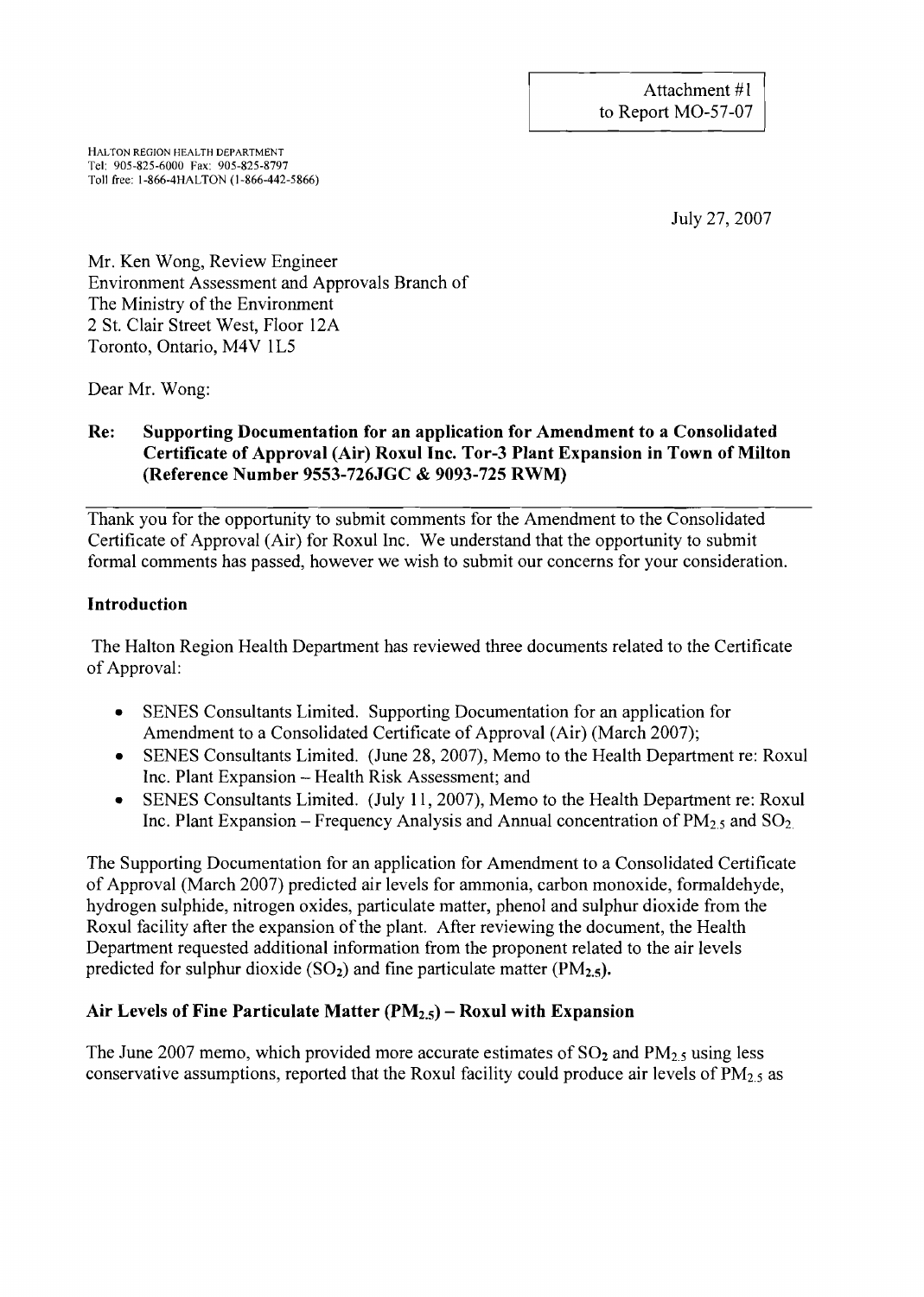Attachment #1
to Report MO-57-07

HALTON REGION HEALTH DEPARTMENT
Tel: 905-825-6000 Fax: 905-825-8797
Toll free: 1-866-4HALTON (1-866-442-5866)

July 27, 2007

Mr. Ken Wong, Review Engineer
Environment Assessment and Approvals Branch of
The Ministry of the Environment
2 St. Clair Street West, Floor 12A
Toronto, Ontario, M4V 1L5

Dear Mr. Wong:

**Re: Supporting Documentation for an application for Amendment to a Consolidated Certificate of Approval (Air) Roxul Inc. Tor-3 Plant Expansion in Town of Milton (Reference Number 9553-726JGC & 9093-725 RWM)**

Thank you for the opportunity to submit comments for the Amendment to the Consolidated Certificate of Approval (Air) for Roxul Inc. We understand that the opportunity to submit formal comments has passed, however we wish to submit our concerns for your consideration.

## Introduction

The Halton Region Health Department has reviewed three documents related to the Certificate of Approval:

- SENES Consultants Limited. Supporting Documentation for an application for Amendment to a Consolidated Certificate of Approval (Air) (March 2007);
- SENES Consultants Limited. (June 28, 2007), Memo to the Health Department re: Roxul Inc. Plant Expansion – Health Risk Assessment; and
- SENES Consultants Limited. (July 11, 2007), Memo to the Health Department re: Roxul Inc. Plant Expansion – Frequency Analysis and Annual concentration of $PM_{2.5}$ and $SO_2$.

The Supporting Documentation for an application for Amendment to a Consolidated Certificate of Approval (March 2007) predicted air levels for ammonia, carbon monoxide, formaldehyde, hydrogen sulphide, nitrogen oxides, particulate matter, phenol and sulphur dioxide from the Roxul facility after the expansion of the plant. After reviewing the document, the Health Department requested additional information from the proponent related to the air levels predicted for sulphur dioxide ($SO_2$) and fine particulate matter ($PM_{2.5}$).

## Air Levels of Fine Particulate Matter ($PM_{2.5}$) – Roxul with Expansion

The June 2007 memo, which provided more accurate estimates of $SO_2$ and $PM_{2.5}$ using less conservative assumptions, reported that the Roxul facility could produce air levels of $PM_{2.5}$ as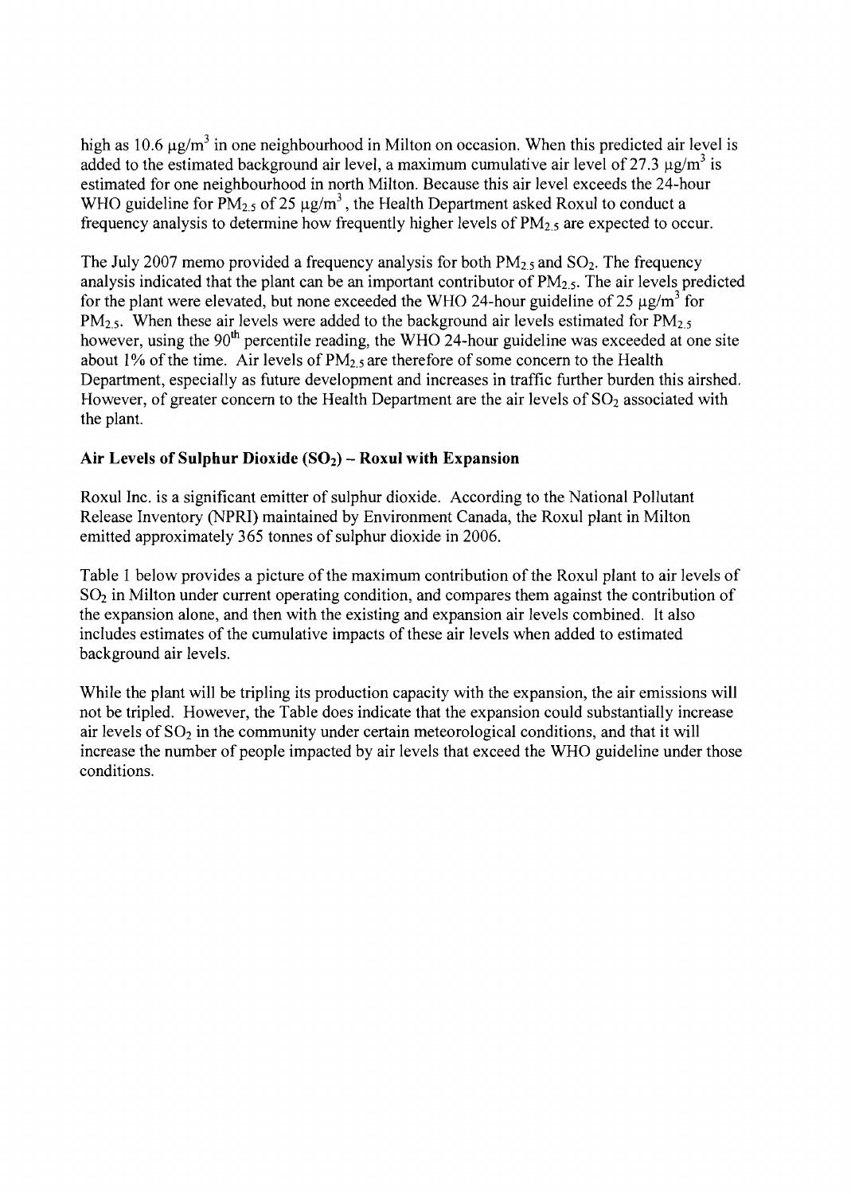high as 10.6 $\mu g/m^3$ in one neighbourhood in Milton on occasion. When this predicted air level is added to the estimated background air level, a maximum cumulative air level of 27.3 $\mu g/m^3$ is estimated for one neighbourhood in north Milton. Because this air level exceeds the 24-hour WHO guideline for $PM_{2.5}$ of 25 $\mu g/m^3$, the Health Department asked Roxul to conduct a frequency analysis to determine how frequently higher levels of $PM_{2.5}$ are expected to occur.

The July 2007 memo provided a frequency analysis for both $PM_{2.5}$ and $SO_2$. The frequency analysis indicated that the plant can be an important contributor of $PM_{2.5}$. The air levels predicted for the plant were elevated, but none exceeded the WHO 24-hour guideline of 25 $\mu g/m^3$ for $PM_{2.5}$. When these air levels were added to the background air levels estimated for $PM_{2.5}$ however, using the $90^{th}$ percentile reading, the WHO 24-hour guideline was exceeded at one site about 1% of the time. Air levels of $PM_{2.5}$ are therefore of some concern to the Health Department, especially as future development and increases in traffic further burden this airshed. However, of greater concern to the Health Department are the air levels of $SO_2$ associated with the plant.

**Air Levels of Sulphur Dioxide ($SO_2$) – Roxul with Expansion**

Roxul Inc. is a significant emitter of sulphur dioxide. According to the National Pollutant Release Inventory (NPRI) maintained by Environment Canada, the Roxul plant in Milton emitted approximately 365 tonnes of sulphur dioxide in 2006.

Table 1 below provides a picture of the maximum contribution of the Roxul plant to air levels of $SO_2$ in Milton under current operating condition, and compares them against the contribution of the expansion alone, and then with the existing and expansion air levels combined. It also includes estimates of the cumulative impacts of these air levels when added to estimated background air levels.

While the plant will be tripling its production capacity with the expansion, the air emissions will not be tripled. However, the Table does indicate that the expansion could substantially increase air levels of $SO_2$ in the community under certain meteorological conditions, and that it will increase the number of people impacted by air levels that exceed the WHO guideline under those conditions.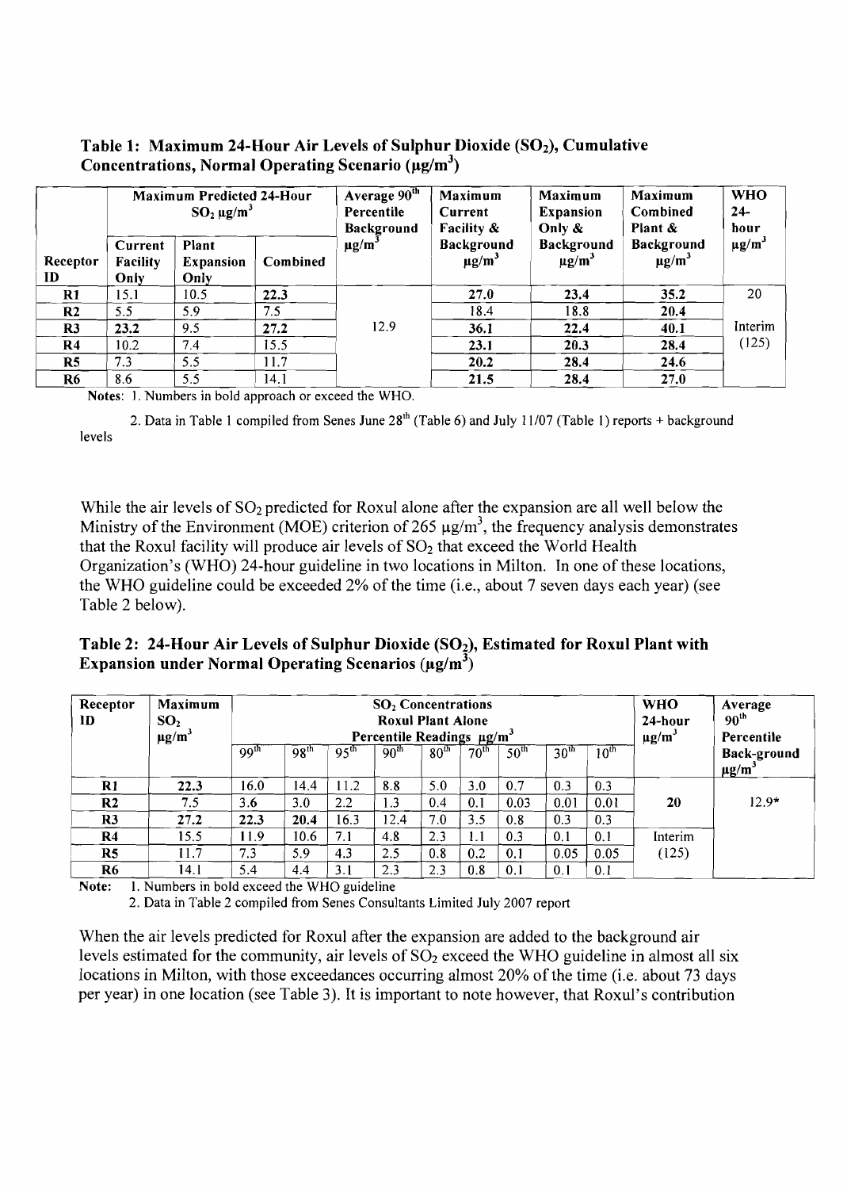**Table 1: Maximum 24-Hour Air Levels of Sulphur Dioxide ($SO_2$), Cumulative Concentrations, Normal Operating Scenario ($\mu g/m^3$)**

| | Maximum Predicted 24-Hour $SO_2$ $\mu g/m^3$ | | | Average 90th Percentile Background | Maximum Current Facility & | Maximum Expansion Only & | Maximum Combined Plant & | WHO 24-hour |
|---|---|---|---|---|---|---|---|---|
| Receptor ID | Current Facility Only | Plant Expansion Only | Combined | $\mu g/m^3$ | Background $\mu g/m^3$ | Background $\mu g/m^3$ | Background $\mu g/m^3$ | $\mu g/m^3$ |
| R1 | 15.1 | 10.5 | **22.3** | | **27.0** | **23.4** | **35.2** | 20 |
| R2 | 5.5 | 5.9 | 7.5 | | **18.4** | **18.8** | **20.4** | |
| R3 | 23.2 | 9.5 | **27.2** | 12.9 | **36.1** | **22.4** | **40.1** | Interim |
| R4 | 10.2 | 7.4 | 15.5 | | **23.1** | **20.3** | **28.4** | (125) |
| R5 | 7.3 | 5.5 | 11.7 | | **20.2** | **28.4** | **24.6** | |
| R6 | 8.6 | 5.5 | 14.1 | | **21.5** | **28.4** | **27.0** | |

Notes: 1. Numbers in bold approach or exceed the WHO.

2. Data in Table 1 compiled from Senes June 28th (Table 6) and July 11/07 (Table 1) reports + background levels

While the air levels of $SO_2$ predicted for Roxul alone after the expansion are all well below the Ministry of the Environment (MOE) criterion of 265 $\mu g/m^3$, the frequency analysis demonstrates that the Roxul facility will produce air levels of $SO_2$ that exceed the World Health Organization's (WHO) 24-hour guideline in two locations in Milton. In one of these locations, the WHO guideline could be exceeded 2% of the time (i.e., about 7 seven days each year) (see Table 2 below).

**Table 2: 24-Hour Air Levels of Sulphur Dioxide ($SO_2$), Estimated for Roxul Plant with Expansion under Normal Operating Scenarios ($\mu g/m^3$)**

| Receptor ID | Maximum $SO_2$ $\mu g/m^3$ | $SO_2$ Concentrations Roxul Plant Alone Percentile Readings $\mu g/m^3$ | | | | | | | | | WHO 24-hour $\mu g/m^3$ | Average 90th Percentile Back-ground $\mu g/m^3$ |
|---|---|---|---|---|---|---|---|---|---|---|---|---|
| | | 99th | 98th | 95th | 90th | 80th | 70th | 50th | 30th | 10th | | |
| R1 | **22.3** | 16.0 | 14.4 | 11.2 | 8.8 | 5.0 | 3.0 | 0.7 | 0.3 | 0.3 | | |
| R2 | 7.5 | 3.6 | 3.0 | 2.2 | 1.3 | 0.4 | 0.1 | 0.03 | 0.01 | 0.01 | **20** | 12.9* |
| R3 | **27.2** | **22.3** | **20.4** | 16.3 | 12.4 | 7.0 | 3.5 | 0.8 | 0.3 | 0.3 | | |
| R4 | 15.5 | 11.9 | 10.6 | 7.1 | 4.8 | 2.3 | 1.1 | 0.3 | 0.1 | 0.1 | Interim | |
| R5 | 11.7 | 7.3 | 5.9 | 4.3 | 2.5 | 0.8 | 0.2 | 0.1 | 0.05 | 0.05 | (125) | |
| R6 | 14.1 | 5.4 | 4.4 | 3.1 | 2.3 | 2.3 | 0.8 | 0.1 | 0.1 | 0.1 | | |

Note: 1. Numbers in bold exceed the WHO guideline

2. Data in Table 2 compiled from Senes Consultants Limited July 2007 report

When the air levels predicted for Roxul after the expansion are added to the background air levels estimated for the community, air levels of $SO_2$ exceed the WHO guideline in almost all six locations in Milton, with those exceedances occurring almost 20% of the time (i.e. about 73 days per year) in one location (see Table 3). It is important to note however, that Roxul's contribution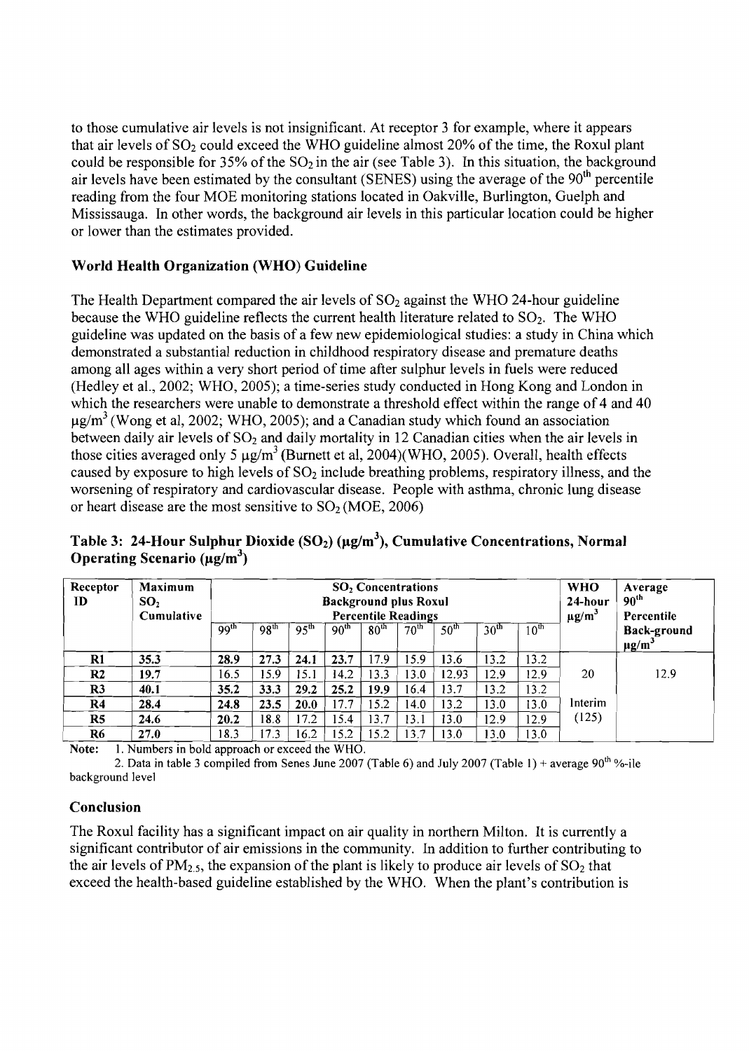to those cumulative air levels is not insignificant. At receptor 3 for example, where it appears that air levels of $SO_2$ could exceed the WHO guideline almost 20% of the time, the Roxul plant could be responsible for 35% of the $SO_2$ in the air (see Table 3). In this situation, the background air levels have been estimated by the consultant (SENES) using the average of the 90[th] percentile reading from the four MOE monitoring stations located in Oakville, Burlington, Guelph and Mississauga. In other words, the background air levels in this particular location could be higher or lower than the estimates provided.

### World Health Organization (WHO) Guideline

The Health Department compared the air levels of $SO_2$ against the WHO 24-hour guideline because the WHO guideline reflects the current health literature related to $SO_2$. The WHO guideline was updated on the basis of a few new epidemiological studies: a study in China which demonstrated a substantial reduction in childhood respiratory disease and premature deaths among all ages within a very short period of time after sulphur levels in fuels were reduced (Hedley et al., 2002; WHO, 2005); a time-series study conducted in Hong Kong and London in which the researchers were unable to demonstrate a threshold effect within the range of 4 and 40 $\mu g/m^3$ (Wong et al, 2002; WHO, 2005); and a Canadian study which found an association between daily air levels of $SO_2$ and daily mortality in 12 Canadian cities when the air levels in those cities averaged only 5 $\mu g/m^3$ (Burnett et al, 2004)(WHO, 2005). Overall, health effects caused by exposure to high levels of $SO_2$ include breathing problems, respiratory illness, and the worsening of respiratory and cardiovascular disease. People with asthma, chronic lung disease or heart disease are the most sensitive to $SO_2$ (MOE, 2006)

**Table 3: 24-Hour Sulphur Dioxide ($SO_2$) ($\mu g/m^3$), Cumulative Concentrations, Normal Operating Scenario ($\mu g/m^3$)**

| Receptor ID | Maximum $SO_2$ Cumulative | $SO_2$ Concentrations Background plus Roxul Percentile Readings | | | | | | | | | WHO 24-hour $\mu g/m^3$ | Average 90th Percentile Back-ground $\mu g/m^3$ |
|---|---|---|---|---|---|---|---|---|---|---|---|---|
| | | 99th | 98th | 95th | 90th | 80th | 70th | 50th | 30th | 10th | | |
| R1 | **35.3** | **28.9** | **27.3** | **24.1** | **23.7** | 17.9 | 15.9 | 13.6 | 13.2 | 13.2 | | |
| R2 | **19.7** | 16.5 | 15.9 | 15.1 | 14.2 | 13.3 | 13.0 | 12.93 | 12.9 | 12.9 | 20 | 12.9 |
| R3 | **40.1** | **35.2** | **33.3** | **29.2** | **25.2** | **19.9** | 16.4 | 13.7 | 13.2 | 13.2 | | |
| R4 | **28.4** | **24.8** | **23.5** | **20.0** | 17.7 | 15.2 | 14.0 | 13.2 | 13.0 | 13.0 | Interim | |
| R5 | **24.6** | **20.2** | 18.8 | 17.2 | 15.4 | 13.7 | 13.1 | 13.0 | 12.9 | 12.9 | (125) | |
| R6 | **27.0** | 18.3 | 17.3 | 16.2 | 15.2 | 15.2 | 13.7 | 13.0 | 13.0 | 13.0 | | |

Note: 1. Numbers in bold approach or exceed the WHO.

2. Data in table 3 compiled from Senes June 2007 (Table 6) and July 2007 (Table 1) + average 90th %-ile background level

### Conclusion

The Roxul facility has a significant impact on air quality in northern Milton. It is currently a significant contributor of air emissions in the community. In addition to further contributing to the air levels of $PM_{2.5}$, the expansion of the plant is likely to produce air levels of $SO_2$ that exceed the health-based guideline established by the WHO. When the plant's contribution is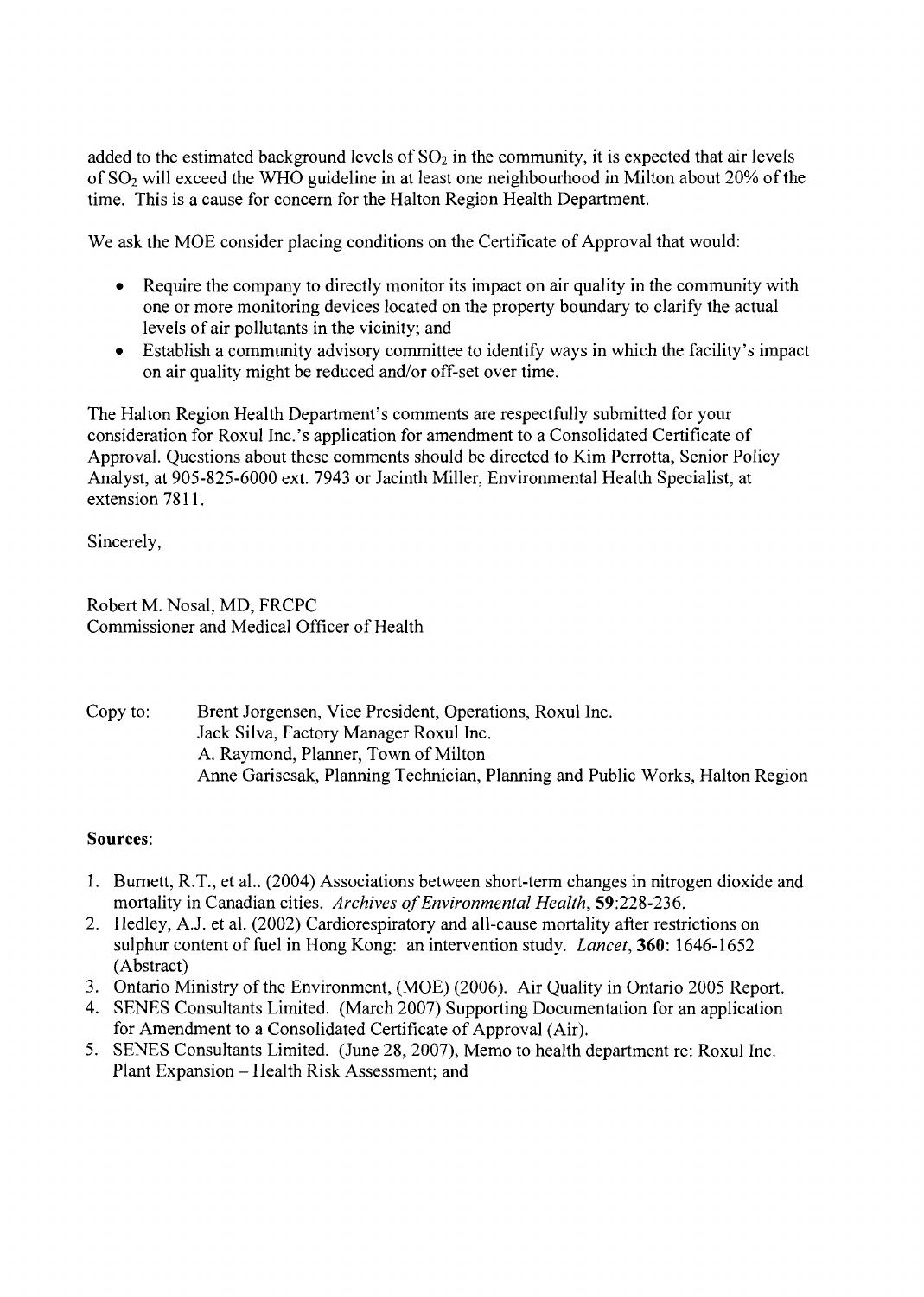added to the estimated background levels of $SO_2$ in the community, it is expected that air levels of $SO_2$ will exceed the WHO guideline in at least one neighbourhood in Milton about 20% of the time. This is a cause for concern for the Halton Region Health Department.

We ask the MOE consider placing conditions on the Certificate of Approval that would:

- Require the company to directly monitor its impact on air quality in the community with one or more monitoring devices located on the property boundary to clarify the actual levels of air pollutants in the vicinity; and
- Establish a community advisory committee to identify ways in which the facility's impact on air quality might be reduced and/or off-set over time.

The Halton Region Health Department's comments are respectfully submitted for your consideration for Roxul Inc.'s application for amendment to a Consolidated Certificate of Approval. Questions about these comments should be directed to Kim Perrotta, Senior Policy Analyst, at 905-825-6000 ext. 7943 or Jacinth Miller, Environmental Health Specialist, at extension 7811.

Sincerely,

Robert M. Nosal, MD, FRCPC
Commissioner and Medical Officer of Health

Copy to: Brent Jorgensen, Vice President, Operations, Roxul Inc.
Jack Silva, Factory Manager Roxul Inc.
A. Raymond, Planner, Town of Milton
Anne Gariscsak, Planning Technician, Planning and Public Works, Halton Region

**Sources**:

1. Burnett, R.T., et al.. (2004) Associations between short-term changes in nitrogen dioxide and mortality in Canadian cities. *Archives of Environmental Health*, **59**:228-236.
2. Hedley, A.J. et al. (2002) Cardiorespiratory and all-cause mortality after restrictions on sulphur content of fuel in Hong Kong: an intervention study. *Lancet*, **360**: 1646-1652 (Abstract)
3. Ontario Ministry of the Environment, (MOE) (2006). Air Quality in Ontario 2005 Report.
4. SENES Consultants Limited. (March 2007) Supporting Documentation for an application for Amendment to a Consolidated Certificate of Approval (Air).
5. SENES Consultants Limited. (June 28, 2007), Memo to health department re: Roxul Inc. Plant Expansion – Health Risk Assessment; and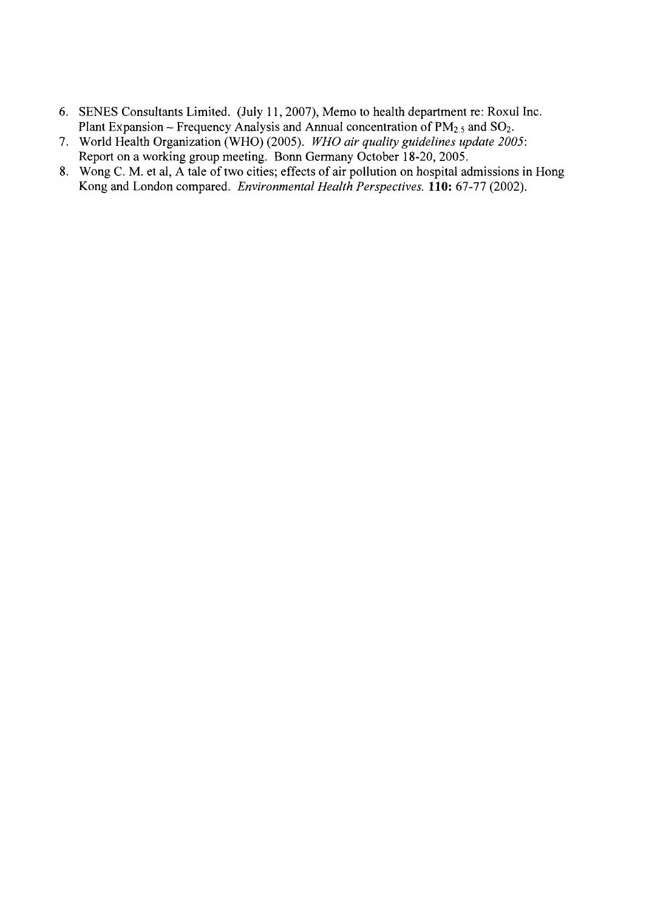6. SENES Consultants Limited. (July 11, 2007), Memo to health department re: Roxul Inc. Plant Expansion – Frequency Analysis and Annual concentration of $PM_{2.5}$ and $SO_2$.
7. World Health Organization (WHO) (2005). *WHO air quality guidelines update 2005*: Report on a working group meeting. Bonn Germany October 18-20, 2005.
8. Wong C. M. et al, A tale of two cities; effects of air pollution on hospital admissions in Hong Kong and London compared. *Environmental Health Perspectives.* **110:** 67-77 (2002).